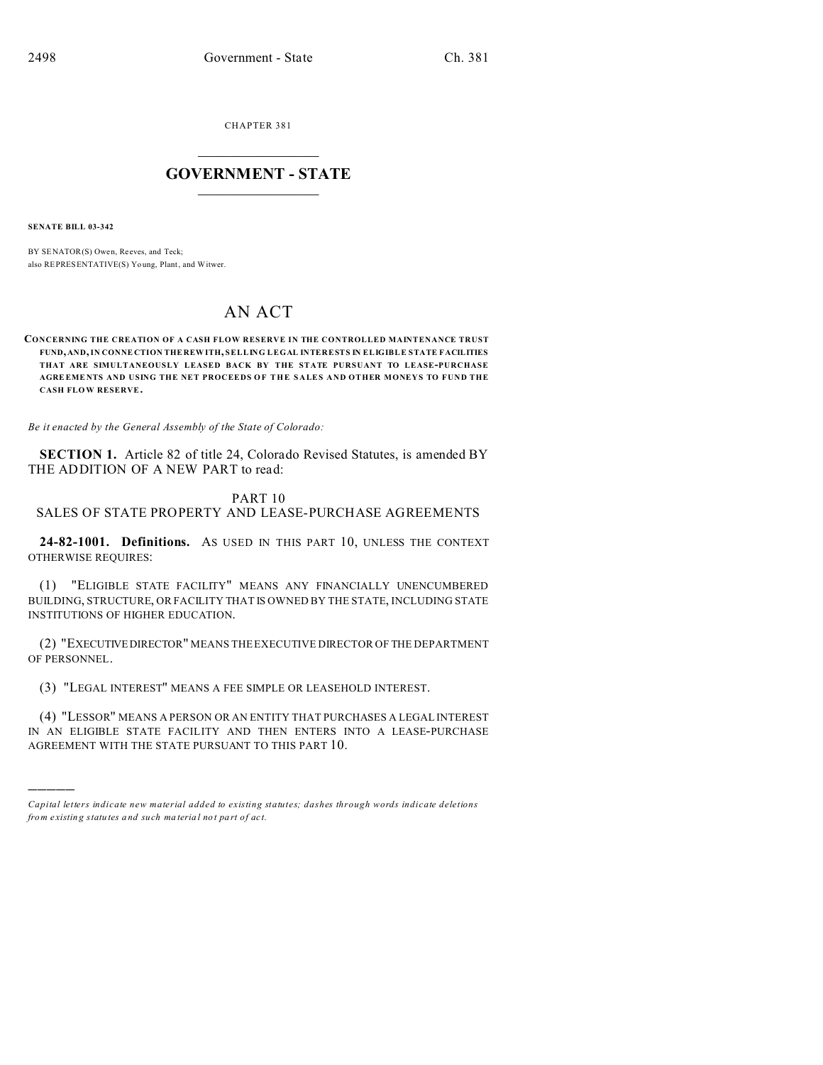CHAPTER 381

# GOVERNMENT - STATE

**SENATE BILL 03-342**

BY SENATOR(S) Owen, Reeves, and Teck;
also REPRESENTATIVE(S) Young, Plant, and Witwer.

# AN ACT

**CONCERNING THE CREATION OF A CASH FLOW RESERVE IN THE CONTROLLED MAINTENANCE TRUST FUND, AND, IN CONNECTION THEREWITH, SELLING LEGAL INTERESTS IN ELIGIBLE STATE FACILITIES THAT ARE SIMULTANEOUSLY LEASED BACK BY THE STATE PURSUANT TO LEASE-PURCHASE AGREEMENTS AND USING THE NET PROCEEDS OF THE SALES AND OTHER MONEYS TO FUND THE CASH FLOW RESERVE.**

*Be it enacted by the General Assembly of the State of Colorado:*

**SECTION 1.** Article 82 of title 24, Colorado Revised Statutes, is amended BY THE ADDITION OF A NEW PART to read:

PART 10
SALES OF STATE PROPERTY AND LEASE-PURCHASE AGREEMENTS

**24-82-1001. Definitions.** AS USED IN THIS PART 10, UNLESS THE CONTEXT OTHERWISE REQUIRES:

(1) "ELIGIBLE STATE FACILITY" MEANS ANY FINANCIALLY UNENCUMBERED BUILDING, STRUCTURE, OR FACILITY THAT IS OWNED BY THE STATE, INCLUDING STATE INSTITUTIONS OF HIGHER EDUCATION.

(2) "EXECUTIVE DIRECTOR" MEANS THE EXECUTIVE DIRECTOR OF THE DEPARTMENT OF PERSONNEL.

(3) "LEGAL INTEREST" MEANS A FEE SIMPLE OR LEASEHOLD INTEREST.

(4) "LESSOR" MEANS A PERSON OR AN ENTITY THAT PURCHASES A LEGAL INTEREST IN AN ELIGIBLE STATE FACILITY AND THEN ENTERS INTO A LEASE-PURCHASE AGREEMENT WITH THE STATE PURSUANT TO THIS PART 10.

---

*Capital letters indicate new material added to existing statutes; dashes through words indicate deletions from existing statutes and such material not part of act.*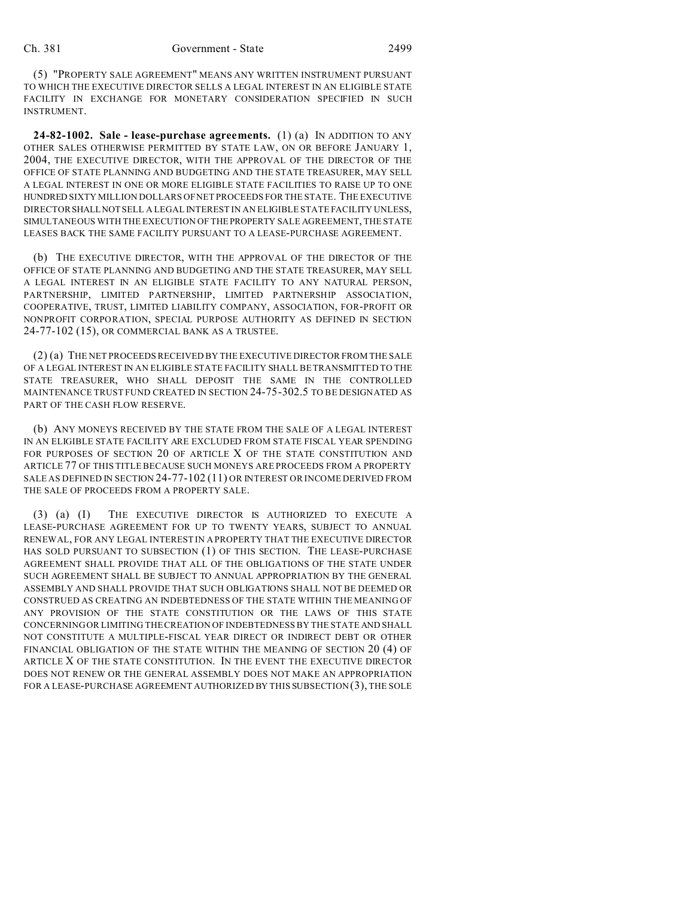(5) "PROPERTY SALE AGREEMENT" MEANS ANY WRITTEN INSTRUMENT PURSUANT TO WHICH THE EXECUTIVE DIRECTOR SELLS A LEGAL INTEREST IN AN ELIGIBLE STATE FACILITY IN EXCHANGE FOR MONETARY CONSIDERATION SPECIFIED IN SUCH INSTRUMENT.

**24-82-1002. Sale - lease-purchase agreements.** (1) (a) IN ADDITION TO ANY OTHER SALES OTHERWISE PERMITTED BY STATE LAW, ON OR BEFORE JANUARY 1, 2004, THE EXECUTIVE DIRECTOR, WITH THE APPROVAL OF THE DIRECTOR OF THE OFFICE OF STATE PLANNING AND BUDGETING AND THE STATE TREASURER, MAY SELL A LEGAL INTEREST IN ONE OR MORE ELIGIBLE STATE FACILITIES TO RAISE UP TO ONE HUNDRED SIXTY MILLION DOLLARS OF NET PROCEEDS FOR THE STATE. THE EXECUTIVE DIRECTOR SHALL NOT SELL A LEGAL INTEREST IN AN ELIGIBLE STATE FACILITY UNLESS, SIMULTANEOUS WITH THE EXECUTION OF THE PROPERTY SALE AGREEMENT, THE STATE LEASES BACK THE SAME FACILITY PURSUANT TO A LEASE-PURCHASE AGREEMENT.

(b) THE EXECUTIVE DIRECTOR, WITH THE APPROVAL OF THE DIRECTOR OF THE OFFICE OF STATE PLANNING AND BUDGETING AND THE STATE TREASURER, MAY SELL A LEGAL INTEREST IN AN ELIGIBLE STATE FACILITY TO ANY NATURAL PERSON, PARTNERSHIP, LIMITED PARTNERSHIP, LIMITED PARTNERSHIP ASSOCIATION, COOPERATIVE, TRUST, LIMITED LIABILITY COMPANY, ASSOCIATION, FOR-PROFIT OR NONPROFIT CORPORATION, SPECIAL PURPOSE AUTHORITY AS DEFINED IN SECTION 24-77-102 (15), OR COMMERCIAL BANK AS A TRUSTEE.

(2) (a) THE NET PROCEEDS RECEIVED BY THE EXECUTIVE DIRECTOR FROM THE SALE OF A LEGAL INTEREST IN AN ELIGIBLE STATE FACILITY SHALL BE TRANSMITTED TO THE STATE TREASURER, WHO SHALL DEPOSIT THE SAME IN THE CONTROLLED MAINTENANCE TRUST FUND CREATED IN SECTION 24-75-302.5 TO BE DESIGNATED AS PART OF THE CASH FLOW RESERVE.

(b) ANY MONEYS RECEIVED BY THE STATE FROM THE SALE OF A LEGAL INTEREST IN AN ELIGIBLE STATE FACILITY ARE EXCLUDED FROM STATE FISCAL YEAR SPENDING FOR PURPOSES OF SECTION 20 OF ARTICLE X OF THE STATE CONSTITUTION AND ARTICLE 77 OF THIS TITLE BECAUSE SUCH MONEYS ARE PROCEEDS FROM A PROPERTY SALE AS DEFINED IN SECTION 24-77-102 (11) OR INTEREST OR INCOME DERIVED FROM THE SALE OF PROCEEDS FROM A PROPERTY SALE.

(3) (a) (I) THE EXECUTIVE DIRECTOR IS AUTHORIZED TO EXECUTE A LEASE-PURCHASE AGREEMENT FOR UP TO TWENTY YEARS, SUBJECT TO ANNUAL RENEWAL, FOR ANY LEGAL INTEREST IN A PROPERTY THAT THE EXECUTIVE DIRECTOR HAS SOLD PURSUANT TO SUBSECTION (1) OF THIS SECTION. THE LEASE-PURCHASE AGREEMENT SHALL PROVIDE THAT ALL OF THE OBLIGATIONS OF THE STATE UNDER SUCH AGREEMENT SHALL BE SUBJECT TO ANNUAL APPROPRIATION BY THE GENERAL ASSEMBLY AND SHALL PROVIDE THAT SUCH OBLIGATIONS SHALL NOT BE DEEMED OR CONSTRUED AS CREATING AN INDEBTEDNESS OF THE STATE WITHIN THE MEANING OF ANY PROVISION OF THE STATE CONSTITUTION OR THE LAWS OF THIS STATE CONCERNING OR LIMITING THE CREATION OF INDEBTEDNESS BY THE STATE AND SHALL NOT CONSTITUTE A MULTIPLE-FISCAL YEAR DIRECT OR INDIRECT DEBT OR OTHER FINANCIAL OBLIGATION OF THE STATE WITHIN THE MEANING OF SECTION 20 (4) OF ARTICLE X OF THE STATE CONSTITUTION. IN THE EVENT THE EXECUTIVE DIRECTOR DOES NOT RENEW OR THE GENERAL ASSEMBLY DOES NOT MAKE AN APPROPRIATION FOR A LEASE-PURCHASE AGREEMENT AUTHORIZED BY THIS SUBSECTION (3), THE SOLE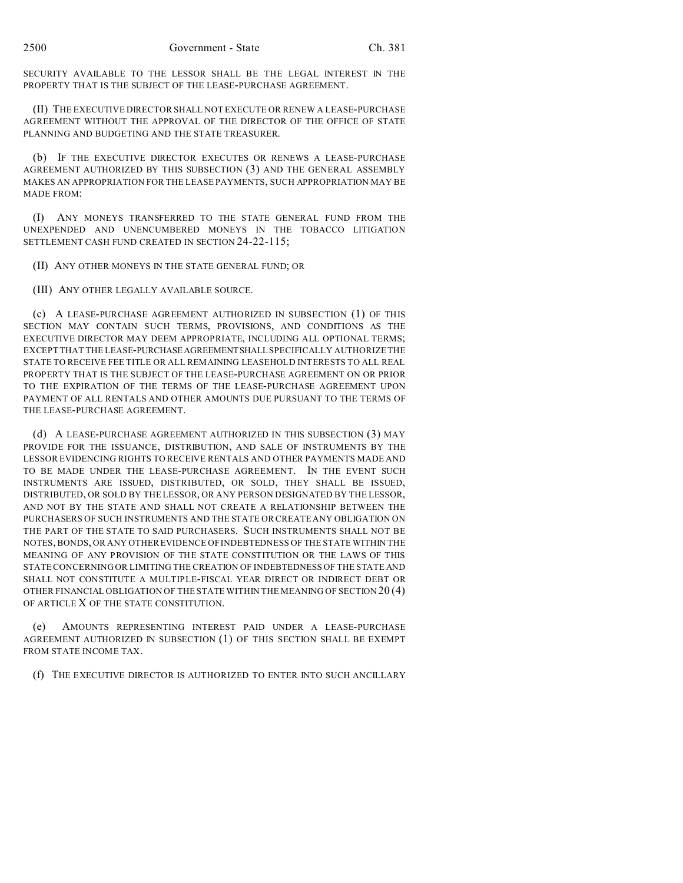SECURITY AVAILABLE TO THE LESSOR SHALL BE THE LEGAL INTEREST IN THE PROPERTY THAT IS THE SUBJECT OF THE LEASE-PURCHASE AGREEMENT.

(II) THE EXECUTIVE DIRECTOR SHALL NOT EXECUTE OR RENEW A LEASE-PURCHASE AGREEMENT WITHOUT THE APPROVAL OF THE DIRECTOR OF THE OFFICE OF STATE PLANNING AND BUDGETING AND THE STATE TREASURER.

(b) IF THE EXECUTIVE DIRECTOR EXECUTES OR RENEWS A LEASE-PURCHASE AGREEMENT AUTHORIZED BY THIS SUBSECTION (3) AND THE GENERAL ASSEMBLY MAKES AN APPROPRIATION FOR THE LEASE PAYMENTS, SUCH APPROPRIATION MAY BE MADE FROM:

(I) ANY MONEYS TRANSFERRED TO THE STATE GENERAL FUND FROM THE UNEXPENDED AND UNENCUMBERED MONEYS IN THE TOBACCO LITIGATION SETTLEMENT CASH FUND CREATED IN SECTION 24-22-115;

(II) ANY OTHER MONEYS IN THE STATE GENERAL FUND; OR

(III) ANY OTHER LEGALLY AVAILABLE SOURCE.

(c) A LEASE-PURCHASE AGREEMENT AUTHORIZED IN SUBSECTION (1) OF THIS SECTION MAY CONTAIN SUCH TERMS, PROVISIONS, AND CONDITIONS AS THE EXECUTIVE DIRECTOR MAY DEEM APPROPRIATE, INCLUDING ALL OPTIONAL TERMS; EXCEPT THAT THE LEASE-PURCHASE AGREEMENT SHALL SPECIFICALLY AUTHORIZE THE STATE TO RECEIVE FEE TITLE OR ALL REMAINING LEASEHOLD INTERESTS TO ALL REAL PROPERTY THAT IS THE SUBJECT OF THE LEASE-PURCHASE AGREEMENT ON OR PRIOR TO THE EXPIRATION OF THE TERMS OF THE LEASE-PURCHASE AGREEMENT UPON PAYMENT OF ALL RENTALS AND OTHER AMOUNTS DUE PURSUANT TO THE TERMS OF THE LEASE-PURCHASE AGREEMENT.

(d) A LEASE-PURCHASE AGREEMENT AUTHORIZED IN THIS SUBSECTION (3) MAY PROVIDE FOR THE ISSUANCE, DISTRIBUTION, AND SALE OF INSTRUMENTS BY THE LESSOR EVIDENCING RIGHTS TO RECEIVE RENTALS AND OTHER PAYMENTS MADE AND TO BE MADE UNDER THE LEASE-PURCHASE AGREEMENT. IN THE EVENT SUCH INSTRUMENTS ARE ISSUED, DISTRIBUTED, OR SOLD, THEY SHALL BE ISSUED, DISTRIBUTED, OR SOLD BY THE LESSOR, OR ANY PERSON DESIGNATED BY THE LESSOR, AND NOT BY THE STATE AND SHALL NOT CREATE A RELATIONSHIP BETWEEN THE PURCHASERS OF SUCH INSTRUMENTS AND THE STATE OR CREATE ANY OBLIGATION ON THE PART OF THE STATE TO SAID PURCHASERS. SUCH INSTRUMENTS SHALL NOT BE NOTES, BONDS, OR ANY OTHER EVIDENCE OF INDEBTEDNESS OF THE STATE WITHIN THE MEANING OF ANY PROVISION OF THE STATE CONSTITUTION OR THE LAWS OF THIS STATE CONCERNING OR LIMITING THE CREATION OF INDEBTEDNESS OF THE STATE AND SHALL NOT CONSTITUTE A MULTIPLE-FISCAL YEAR DIRECT OR INDIRECT DEBT OR OTHER FINANCIAL OBLIGATION OF THE STATE WITHIN THE MEANING OF SECTION 20 (4) OF ARTICLE X OF THE STATE CONSTITUTION.

(e) AMOUNTS REPRESENTING INTEREST PAID UNDER A LEASE-PURCHASE AGREEMENT AUTHORIZED IN SUBSECTION (1) OF THIS SECTION SHALL BE EXEMPT FROM STATE INCOME TAX.

(f) THE EXECUTIVE DIRECTOR IS AUTHORIZED TO ENTER INTO SUCH ANCILLARY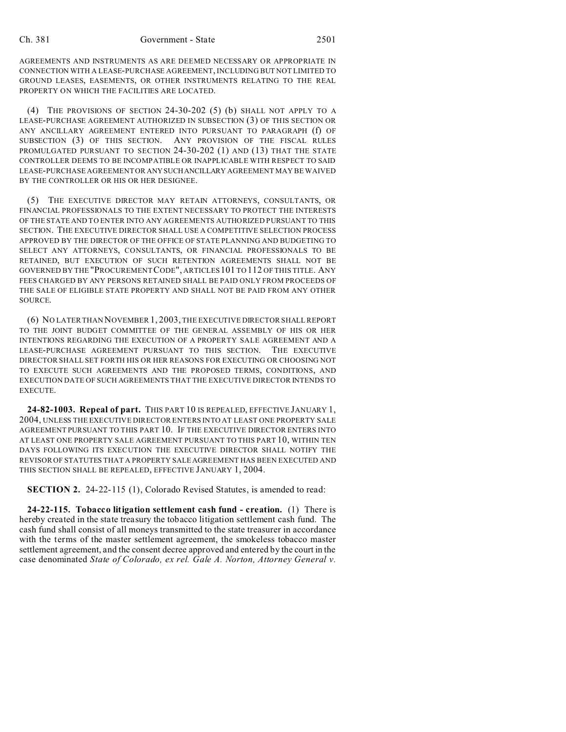AGREEMENTS AND INSTRUMENTS AS ARE DEEMED NECESSARY OR APPROPRIATE IN CONNECTION WITH A LEASE-PURCHASE AGREEMENT, INCLUDING BUT NOT LIMITED TO GROUND LEASES, EASEMENTS, OR OTHER INSTRUMENTS RELATING TO THE REAL PROPERTY ON WHICH THE FACILITIES ARE LOCATED.

(4) THE PROVISIONS OF SECTION 24-30-202 (5) (b) SHALL NOT APPLY TO A LEASE-PURCHASE AGREEMENT AUTHORIZED IN SUBSECTION (3) OF THIS SECTION OR ANY ANCILLARY AGREEMENT ENTERED INTO PURSUANT TO PARAGRAPH (f) OF SUBSECTION (3) OF THIS SECTION. ANY PROVISION OF THE FISCAL RULES PROMULGATED PURSUANT TO SECTION 24-30-202 (1) AND (13) THAT THE STATE CONTROLLER DEEMS TO BE INCOMPATIBLE OR INAPPLICABLE WITH RESPECT TO SAID LEASE-PURCHASE AGREEMENT OR ANY SUCH ANCILLARY AGREEMENT MAY BE WAIVED BY THE CONTROLLER OR HIS OR HER DESIGNEE.

(5) THE EXECUTIVE DIRECTOR MAY RETAIN ATTORNEYS, CONSULTANTS, OR FINANCIAL PROFESSIONALS TO THE EXTENT NECESSARY TO PROTECT THE INTERESTS OF THE STATE AND TO ENTER INTO ANY AGREEMENTS AUTHORIZED PURSUANT TO THIS SECTION. THE EXECUTIVE DIRECTOR SHALL USE A COMPETITIVE SELECTION PROCESS APPROVED BY THE DIRECTOR OF THE OFFICE OF STATE PLANNING AND BUDGETING TO SELECT ANY ATTORNEYS, CONSULTANTS, OR FINANCIAL PROFESSIONALS TO BE RETAINED, BUT EXECUTION OF SUCH RETENTION AGREEMENTS SHALL NOT BE GOVERNED BY THE "PROCUREMENT CODE", ARTICLES 101 TO 112 OF THIS TITLE. ANY FEES CHARGED BY ANY PERSONS RETAINED SHALL BE PAID ONLY FROM PROCEEDS OF THE SALE OF ELIGIBLE STATE PROPERTY AND SHALL NOT BE PAID FROM ANY OTHER SOURCE.

(6) NO LATER THAN NOVEMBER 1, 2003, THE EXECUTIVE DIRECTOR SHALL REPORT TO THE JOINT BUDGET COMMITTEE OF THE GENERAL ASSEMBLY OF HIS OR HER INTENTIONS REGARDING THE EXECUTION OF A PROPERTY SALE AGREEMENT AND A LEASE-PURCHASE AGREEMENT PURSUANT TO THIS SECTION. THE EXECUTIVE DIRECTOR SHALL SET FORTH HIS OR HER REASONS FOR EXECUTING OR CHOOSING NOT TO EXECUTE SUCH AGREEMENTS AND THE PROPOSED TERMS, CONDITIONS, AND EXECUTION DATE OF SUCH AGREEMENTS THAT THE EXECUTIVE DIRECTOR INTENDS TO EXECUTE.

**24-82-1003. Repeal of part.** THIS PART 10 IS REPEALED, EFFECTIVE JANUARY 1, 2004, UNLESS THE EXECUTIVE DIRECTOR ENTERS INTO AT LEAST ONE PROPERTY SALE AGREEMENT PURSUANT TO THIS PART 10. IF THE EXECUTIVE DIRECTOR ENTERS INTO AT LEAST ONE PROPERTY SALE AGREEMENT PURSUANT TO THIS PART 10, WITHIN TEN DAYS FOLLOWING ITS EXECUTION THE EXECUTIVE DIRECTOR SHALL NOTIFY THE REVISOR OF STATUTES THAT A PROPERTY SALE AGREEMENT HAS BEEN EXECUTED AND THIS SECTION SHALL BE REPEALED, EFFECTIVE JANUARY 1, 2004.

**SECTION 2.** 24-22-115 (1), Colorado Revised Statutes, is amended to read:

**24-22-115. Tobacco litigation settlement cash fund - creation.** (1) There is hereby created in the state treasury the tobacco litigation settlement cash fund. The cash fund shall consist of all moneys transmitted to the state treasurer in accordance with the terms of the master settlement agreement, the smokeless tobacco master settlement agreement, and the consent decree approved and entered by the court in the case denominated *State of Colorado, ex rel. Gale A. Norton, Attorney General v.*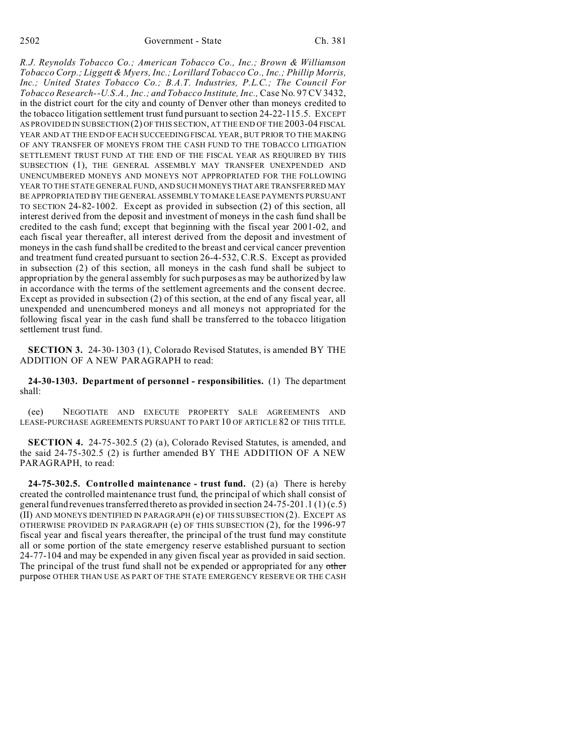*R.J. Reynolds Tobacco Co.; American Tobacco Co., Inc.; Brown & Williamson Tobacco Corp.; Liggett & Myers, Inc.; Lorillard Tobacco Co., Inc.; Phillip Morris, Inc.; United States Tobacco Co.; B.A.T. Industries, P.L.C.; The Council For Tobacco Research--U.S.A., Inc.; and Tobacco Institute, Inc.,* Case No. 97 CV 3432, in the district court for the city and county of Denver other than moneys credited to the tobacco litigation settlement trust fund pursuant to section 24-22-115.5. EXCEPT AS PROVIDED IN SUBSECTION (2) OF THIS SECTION, AT THE END OF THE 2003-04 FISCAL YEAR AND AT THE END OF EACH SUCCEEDING FISCAL YEAR, BUT PRIOR TO THE MAKING OF ANY TRANSFER OF MONEYS FROM THE CASH FUND TO THE TOBACCO LITIGATION SETTLEMENT TRUST FUND AT THE END OF THE FISCAL YEAR AS REQUIRED BY THIS SUBSECTION (1), THE GENERAL ASSEMBLY MAY TRANSFER UNEXPENDED AND UNENCUMBERED MONEYS AND MONEYS NOT APPROPRIATED FOR THE FOLLOWING YEAR TO THE STATE GENERAL FUND, AND SUCH MONEYS THAT ARE TRANSFERRED MAY BE APPROPRIATED BY THE GENERAL ASSEMBLY TO MAKE LEASE PAYMENTS PURSUANT TO SECTION 24-82-1002. Except as provided in subsection (2) of this section, all interest derived from the deposit and investment of moneys in the cash fund shall be credited to the cash fund; except that beginning with the fiscal year 2001-02, and each fiscal year thereafter, all interest derived from the deposit and investment of moneys in the cash fund shall be credited to the breast and cervical cancer prevention and treatment fund created pursuant to section 26-4-532, C.R.S. Except as provided in subsection (2) of this section, all moneys in the cash fund shall be subject to appropriation by the general assembly for such purposes as may be authorized by law in accordance with the terms of the settlement agreements and the consent decree. Except as provided in subsection (2) of this section, at the end of any fiscal year, all unexpended and unencumbered moneys and all moneys not appropriated for the following fiscal year in the cash fund shall be transferred to the tobacco litigation settlement trust fund.

**SECTION 3.** 24-30-1303 (1), Colorado Revised Statutes, is amended BY THE ADDITION OF A NEW PARAGRAPH to read:

**24-30-1303. Department of personnel - responsibilities.** (1) The department shall:

(ee) NEGOTIATE AND EXECUTE PROPERTY SALE AGREEMENTS AND LEASE-PURCHASE AGREEMENTS PURSUANT TO PART 10 OF ARTICLE 82 OF THIS TITLE.

**SECTION 4.** 24-75-302.5 (2) (a), Colorado Revised Statutes, is amended, and the said 24-75-302.5 (2) is further amended BY THE ADDITION OF A NEW PARAGRAPH, to read:

**24-75-302.5. Controlled maintenance - trust fund.** (2) (a) There is hereby created the controlled maintenance trust fund, the principal of which shall consist of general fund revenues transferred thereto as provided in section 24-75-201.1 (1) (c.5) (II) AND MONEYS IDENTIFIED IN PARAGRAPH (e) OF THIS SUBSECTION (2). EXCEPT AS OTHERWISE PROVIDED IN PARAGRAPH (e) OF THIS SUBSECTION (2), for the 1996-97 fiscal year and fiscal years thereafter, the principal of the trust fund may constitute all or some portion of the state emergency reserve established pursuant to section 24-77-104 and may be expended in any given fiscal year as provided in said section. The principal of the trust fund shall not be expended or appropriated for any ~~other~~ purpose OTHER THAN USE AS PART OF THE STATE EMERGENCY RESERVE OR THE CASH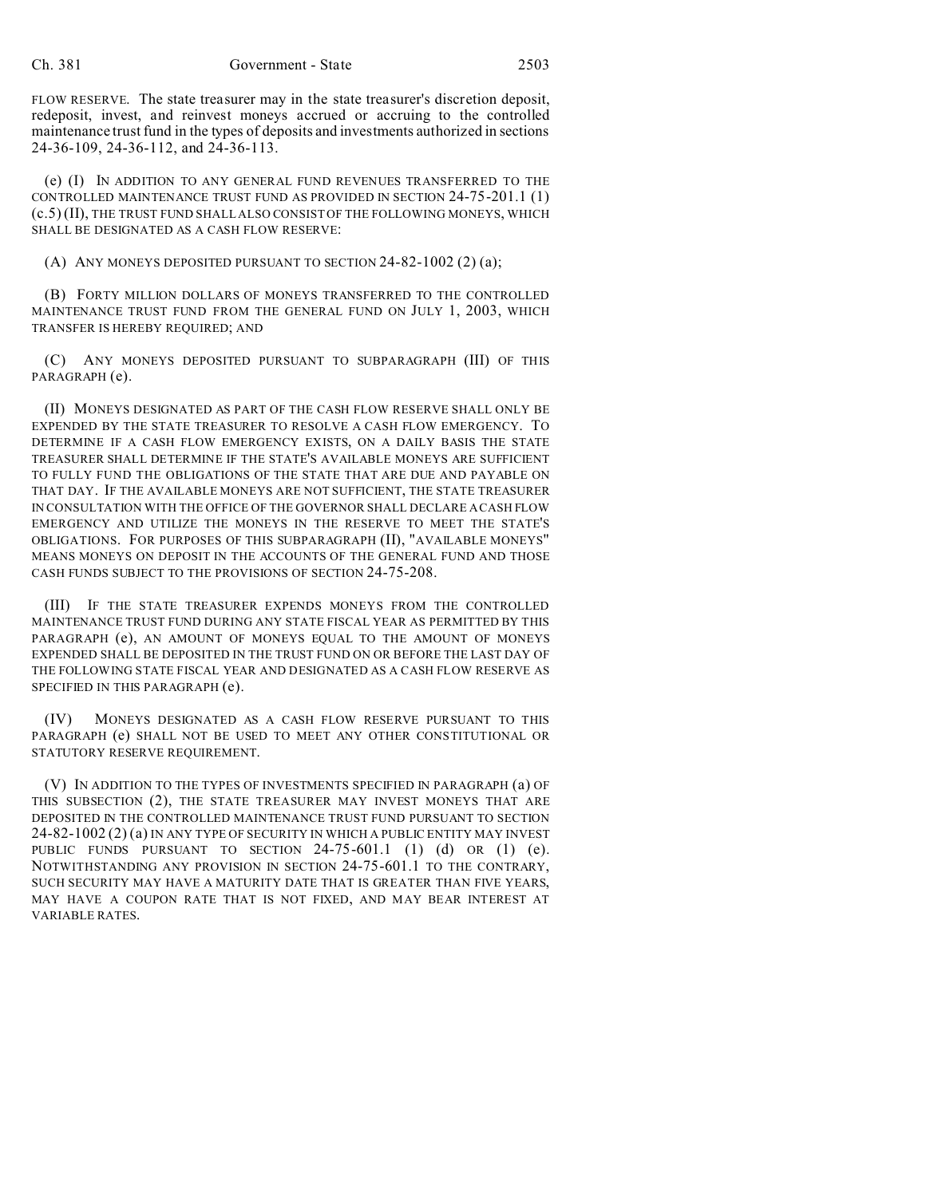FLOW RESERVE. The state treasurer may in the state treasurer's discretion deposit, redeposit, invest, and reinvest moneys accrued or accruing to the controlled maintenance trust fund in the types of deposits and investments authorized in sections 24-36-109, 24-36-112, and 24-36-113.

(e) (I) IN ADDITION TO ANY GENERAL FUND REVENUES TRANSFERRED TO THE CONTROLLED MAINTENANCE TRUST FUND AS PROVIDED IN SECTION 24-75-201.1 (1) (c.5) (II), THE TRUST FUND SHALL ALSO CONSIST OF THE FOLLOWING MONEYS, WHICH SHALL BE DESIGNATED AS A CASH FLOW RESERVE:

(A) ANY MONEYS DEPOSITED PURSUANT TO SECTION 24-82-1002 (2) (a);

(B) FORTY MILLION DOLLARS OF MONEYS TRANSFERRED TO THE CONTROLLED MAINTENANCE TRUST FUND FROM THE GENERAL FUND ON JULY 1, 2003, WHICH TRANSFER IS HEREBY REQUIRED; AND

(C) ANY MONEYS DEPOSITED PURSUANT TO SUBPARAGRAPH (III) OF THIS PARAGRAPH (e).

(II) MONEYS DESIGNATED AS PART OF THE CASH FLOW RESERVE SHALL ONLY BE EXPENDED BY THE STATE TREASURER TO RESOLVE A CASH FLOW EMERGENCY. TO DETERMINE IF A CASH FLOW EMERGENCY EXISTS, ON A DAILY BASIS THE STATE TREASURER SHALL DETERMINE IF THE STATE'S AVAILABLE MONEYS ARE SUFFICIENT TO FULLY FUND THE OBLIGATIONS OF THE STATE THAT ARE DUE AND PAYABLE ON THAT DAY. IF THE AVAILABLE MONEYS ARE NOT SUFFICIENT, THE STATE TREASURER IN CONSULTATION WITH THE OFFICE OF THE GOVERNOR SHALL DECLARE A CASH FLOW EMERGENCY AND UTILIZE THE MONEYS IN THE RESERVE TO MEET THE STATE'S OBLIGATIONS. FOR PURPOSES OF THIS SUBPARAGRAPH (II), "AVAILABLE MONEYS" MEANS MONEYS ON DEPOSIT IN THE ACCOUNTS OF THE GENERAL FUND AND THOSE CASH FUNDS SUBJECT TO THE PROVISIONS OF SECTION 24-75-208.

(III) IF THE STATE TREASURER EXPENDS MONEYS FROM THE CONTROLLED MAINTENANCE TRUST FUND DURING ANY STATE FISCAL YEAR AS PERMITTED BY THIS PARAGRAPH (e), AN AMOUNT OF MONEYS EQUAL TO THE AMOUNT OF MONEYS EXPENDED SHALL BE DEPOSITED IN THE TRUST FUND ON OR BEFORE THE LAST DAY OF THE FOLLOWING STATE FISCAL YEAR AND DESIGNATED AS A CASH FLOW RESERVE AS SPECIFIED IN THIS PARAGRAPH (e).

(IV) MONEYS DESIGNATED AS A CASH FLOW RESERVE PURSUANT TO THIS PARAGRAPH (e) SHALL NOT BE USED TO MEET ANY OTHER CONSTITUTIONAL OR STATUTORY RESERVE REQUIREMENT.

(V) IN ADDITION TO THE TYPES OF INVESTMENTS SPECIFIED IN PARAGRAPH (a) OF THIS SUBSECTION (2), THE STATE TREASURER MAY INVEST MONEYS THAT ARE DEPOSITED IN THE CONTROLLED MAINTENANCE TRUST FUND PURSUANT TO SECTION 24-82-1002 (2) (a) IN ANY TYPE OF SECURITY IN WHICH A PUBLIC ENTITY MAY INVEST PUBLIC FUNDS PURSUANT TO SECTION 24-75-601.1 (1) (d) OR (1) (e). NOTWITHSTANDING ANY PROVISION IN SECTION 24-75-601.1 TO THE CONTRARY, SUCH SECURITY MAY HAVE A MATURITY DATE THAT IS GREATER THAN FIVE YEARS, MAY HAVE A COUPON RATE THAT IS NOT FIXED, AND MAY BEAR INTEREST AT VARIABLE RATES.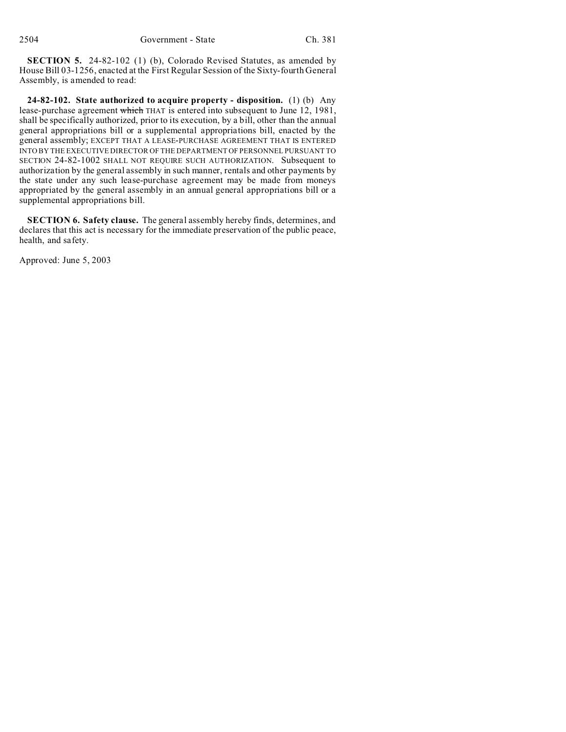**SECTION 5.** 24-82-102 (1) (b), Colorado Revised Statutes, as amended by House Bill 03-1256, enacted at the First Regular Session of the Sixty-fourth General Assembly, is amended to read:

**24-82-102. State authorized to acquire property - disposition.** (1) (b) Any lease-purchase agreement ~~which~~ THAT is entered into subsequent to June 12, 1981, shall be specifically authorized, prior to its execution, by a bill, other than the annual general appropriations bill or a supplemental appropriations bill, enacted by the general assembly; EXCEPT THAT A LEASE-PURCHASE AGREEMENT THAT IS ENTERED INTO BY THE EXECUTIVE DIRECTOR OF THE DEPARTMENT OF PERSONNEL PURSUANT TO SECTION 24-82-1002 SHALL NOT REQUIRE SUCH AUTHORIZATION. Subsequent to authorization by the general assembly in such manner, rentals and other payments by the state under any such lease-purchase agreement may be made from moneys appropriated by the general assembly in an annual general appropriations bill or a supplemental appropriations bill.

**SECTION 6. Safety clause.** The general assembly hereby finds, determines, and declares that this act is necessary for the immediate preservation of the public peace, health, and safety.

Approved: June 5, 2003